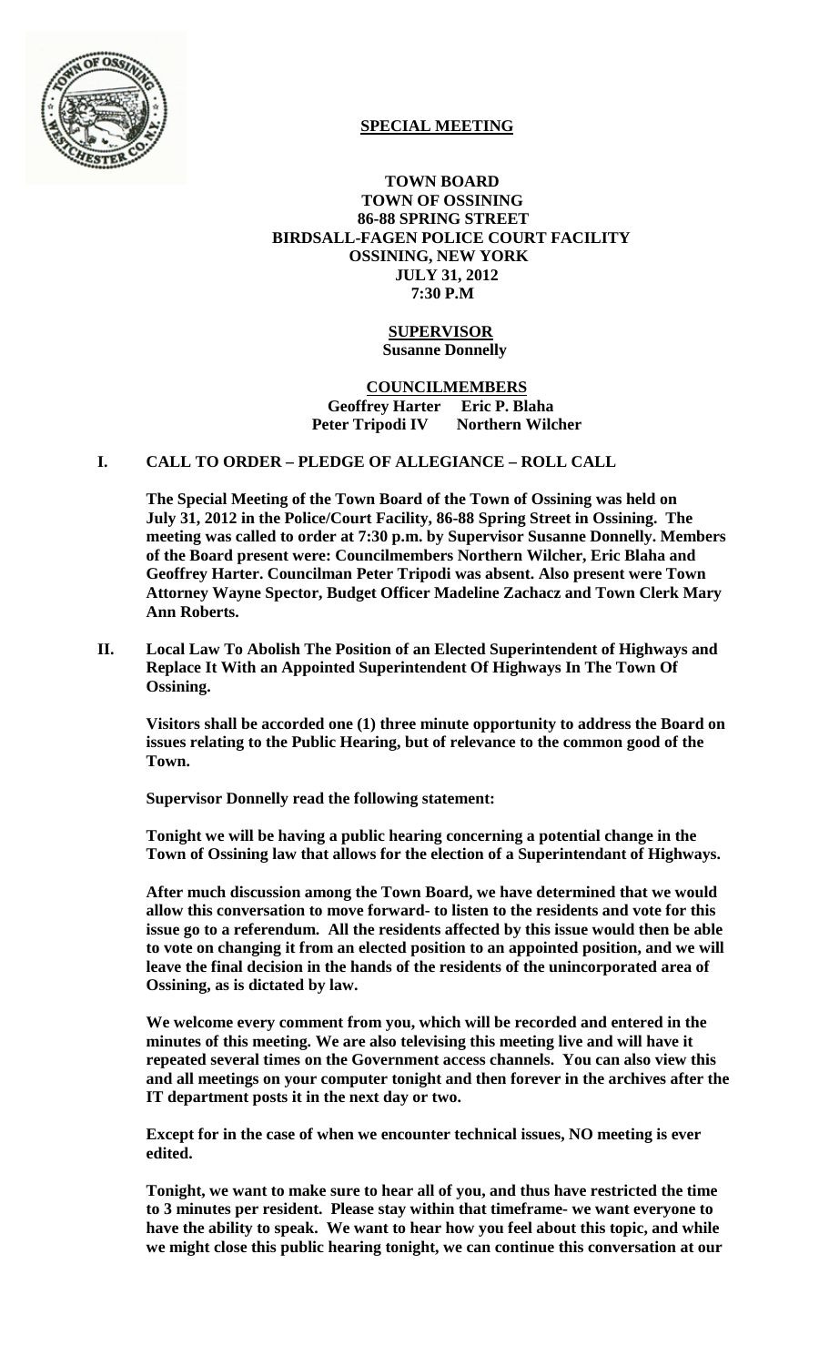## SPECIAL MEETING

**TOWN BOARD**
**TOWN OF OSSINING**
**86-88 SPRING STREET**
**BIRDSALL-FAGEN POLICE COURT FACILITY**
**OSSINING, NEW YORK**
**JULY 31, 2012**
**7:30 P.M**

**SUPERVISOR**
**Susanne Donnelly**

**COUNCILMEMBERS**
**Geoffrey Harter Eric P. Blaha**
**Peter Tripodi IV Northern Wilcher**

## I. CALL TO ORDER – PLEDGE OF ALLEGIANCE – ROLL CALL

**The Special Meeting of the Town Board of the Town of Ossining was held on July 31, 2012 in the Police/Court Facility, 86-88 Spring Street in Ossining. The meeting was called to order at 7:30 p.m. by Supervisor Susanne Donnelly. Members of the Board present were: Councilmembers Northern Wilcher, Eric Blaha and Geoffrey Harter. Councilman Peter Tripodi was absent. Also present were Town Attorney Wayne Spector, Budget Officer Madeline Zachacz and Town Clerk Mary Ann Roberts.**

## II. Local Law To Abolish The Position of an Elected Superintendent of Highways and Replace It With an Appointed Superintendent Of Highways In The Town Of Ossining.

**Visitors shall be accorded one (1) three minute opportunity to address the Board on issues relating to the Public Hearing, but of relevance to the common good of the Town.**

**Supervisor Donnelly read the following statement:**

**Tonight we will be having a public hearing concerning a potential change in the Town of Ossining law that allows for the election of a Superintendant of Highways.**

**After much discussion among the Town Board, we have determined that we would allow this conversation to move forward- to listen to the residents and vote for this issue go to a referendum. All the residents affected by this issue would then be able to vote on changing it from an elected position to an appointed position, and we will leave the final decision in the hands of the residents of the unincorporated area of Ossining, as is dictated by law.**

**We welcome every comment from you, which will be recorded and entered in the minutes of this meeting. We are also televising this meeting live and will have it repeated several times on the Government access channels. You can also view this and all meetings on your computer tonight and then forever in the archives after the IT department posts it in the next day or two.**

**Except for in the case of when we encounter technical issues, NO meeting is ever edited.**

**Tonight, we want to make sure to hear all of you, and thus have restricted the time to 3 minutes per resident. Please stay within that timeframe- we want everyone to have the ability to speak. We want to hear how you feel about this topic, and while we might close this public hearing tonight, we can continue this conversation at our**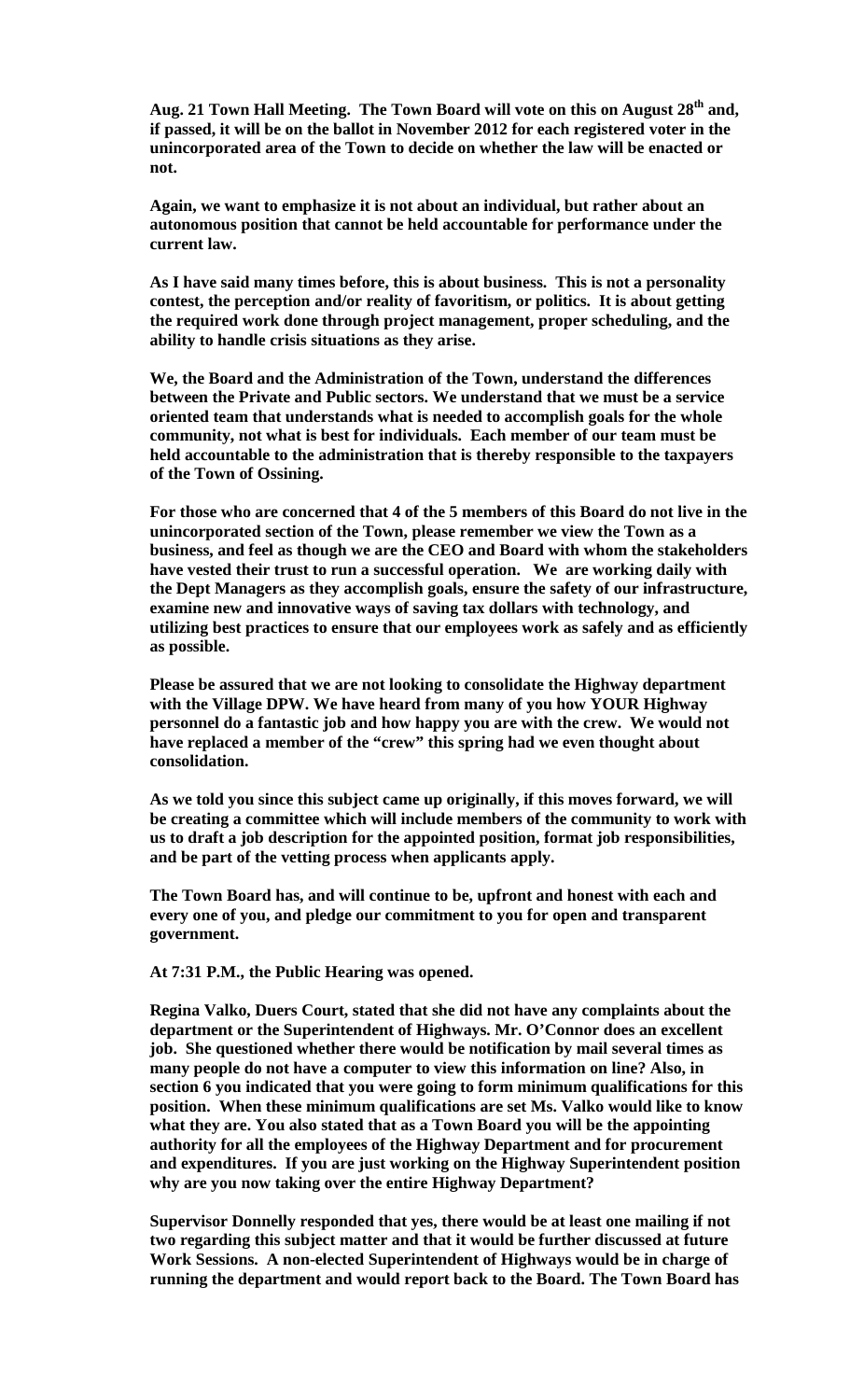**Aug. 21 Town Hall Meeting. The Town Board will vote on this on August 28th and, if passed, it will be on the ballot in November 2012 for each registered voter in the unincorporated area of the Town to decide on whether the law will be enacted or not.**

**Again, we want to emphasize it is not about an individual, but rather about an autonomous position that cannot be held accountable for performance under the current law.**

**As I have said many times before, this is about business. This is not a personality contest, the perception and/or reality of favoritism, or politics. It is about getting the required work done through project management, proper scheduling, and the ability to handle crisis situations as they arise.**

**We, the Board and the Administration of the Town, understand the differences between the Private and Public sectors. We understand that we must be a service oriented team that understands what is needed to accomplish goals for the whole community, not what is best for individuals. Each member of our team must be held accountable to the administration that is thereby responsible to the taxpayers of the Town of Ossining.**

**For those who are concerned that 4 of the 5 members of this Board do not live in the unincorporated section of the Town, please remember we view the Town as a business, and feel as though we are the CEO and Board with whom the stakeholders have vested their trust to run a successful operation. We are working daily with the Dept Managers as they accomplish goals, ensure the safety of our infrastructure, examine new and innovative ways of saving tax dollars with technology, and utilizing best practices to ensure that our employees work as safely and as efficiently as possible.**

**Please be assured that we are not looking to consolidate the Highway department with the Village DPW. We have heard from many of you how YOUR Highway personnel do a fantastic job and how happy you are with the crew. We would not have replaced a member of the "crew" this spring had we even thought about consolidation.**

**As we told you since this subject came up originally, if this moves forward, we will be creating a committee which will include members of the community to work with us to draft a job description for the appointed position, format job responsibilities, and be part of the vetting process when applicants apply.**

**The Town Board has, and will continue to be, upfront and honest with each and every one of you, and pledge our commitment to you for open and transparent government.**

**At 7:31 P.M., the Public Hearing was opened.**

**Regina Valko, Duers Court, stated that she did not have any complaints about the department or the Superintendent of Highways. Mr. O'Connor does an excellent job. She questioned whether there would be notification by mail several times as many people do not have a computer to view this information on line? Also, in section 6 you indicated that you were going to form minimum qualifications for this position. When these minimum qualifications are set Ms. Valko would like to know what they are. You also stated that as a Town Board you will be the appointing authority for all the employees of the Highway Department and for procurement and expenditures. If you are just working on the Highway Superintendent position why are you now taking over the entire Highway Department?**

**Supervisor Donnelly responded that yes, there would be at least one mailing if not two regarding this subject matter and that it would be further discussed at future Work Sessions. A non-elected Superintendent of Highways would be in charge of running the department and would report back to the Board. The Town Board has**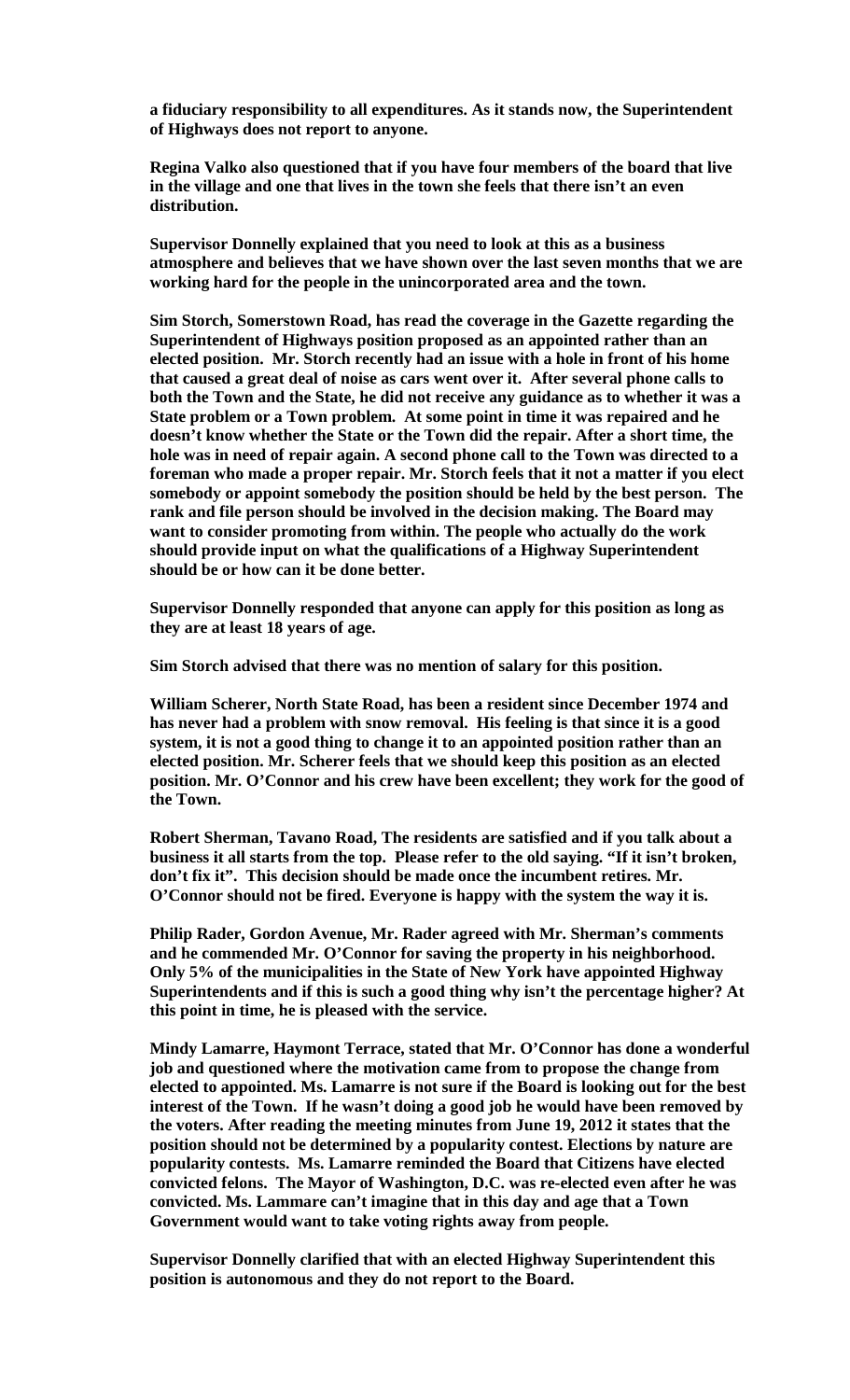**a fiduciary responsibility to all expenditures. As it stands now, the Superintendent of Highways does not report to anyone.**

**Regina Valko also questioned that if you have four members of the board that live in the village and one that lives in the town she feels that there isn't an even distribution.**

**Supervisor Donnelly explained that you need to look at this as a business atmosphere and believes that we have shown over the last seven months that we are working hard for the people in the unincorporated area and the town.**

**Sim Storch, Somerstown Road, has read the coverage in the Gazette regarding the Superintendent of Highways position proposed as an appointed rather than an elected position. Mr. Storch recently had an issue with a hole in front of his home that caused a great deal of noise as cars went over it. After several phone calls to both the Town and the State, he did not receive any guidance as to whether it was a State problem or a Town problem. At some point in time it was repaired and he doesn't know whether the State or the Town did the repair. After a short time, the hole was in need of repair again. A second phone call to the Town was directed to a foreman who made a proper repair. Mr. Storch feels that it not a matter if you elect somebody or appoint somebody the position should be held by the best person. The rank and file person should be involved in the decision making. The Board may want to consider promoting from within. The people who actually do the work should provide input on what the qualifications of a Highway Superintendent should be or how can it be done better.**

**Supervisor Donnelly responded that anyone can apply for this position as long as they are at least 18 years of age.**

**Sim Storch advised that there was no mention of salary for this position.**

**William Scherer, North State Road, has been a resident since December 1974 and has never had a problem with snow removal. His feeling is that since it is a good system, it is not a good thing to change it to an appointed position rather than an elected position. Mr. Scherer feels that we should keep this position as an elected position. Mr. O'Connor and his crew have been excellent; they work for the good of the Town.**

**Robert Sherman, Tavano Road, The residents are satisfied and if you talk about a business it all starts from the top. Please refer to the old saying. "If it isn't broken, don't fix it". This decision should be made once the incumbent retires. Mr. O'Connor should not be fired. Everyone is happy with the system the way it is.**

**Philip Rader, Gordon Avenue, Mr. Rader agreed with Mr. Sherman's comments and he commended Mr. O'Connor for saving the property in his neighborhood. Only 5% of the municipalities in the State of New York have appointed Highway Superintendents and if this is such a good thing why isn't the percentage higher? At this point in time, he is pleased with the service.**

**Mindy Lamarre, Haymont Terrace, stated that Mr. O'Connor has done a wonderful job and questioned where the motivation came from to propose the change from elected to appointed. Ms. Lamarre is not sure if the Board is looking out for the best interest of the Town. If he wasn't doing a good job he would have been removed by the voters. After reading the meeting minutes from June 19, 2012 it states that the position should not be determined by a popularity contest. Elections by nature are popularity contests. Ms. Lamarre reminded the Board that Citizens have elected convicted felons. The Mayor of Washington, D.C. was re-elected even after he was convicted. Ms. Lammare can't imagine that in this day and age that a Town Government would want to take voting rights away from people.**

**Supervisor Donnelly clarified that with an elected Highway Superintendent this position is autonomous and they do not report to the Board.**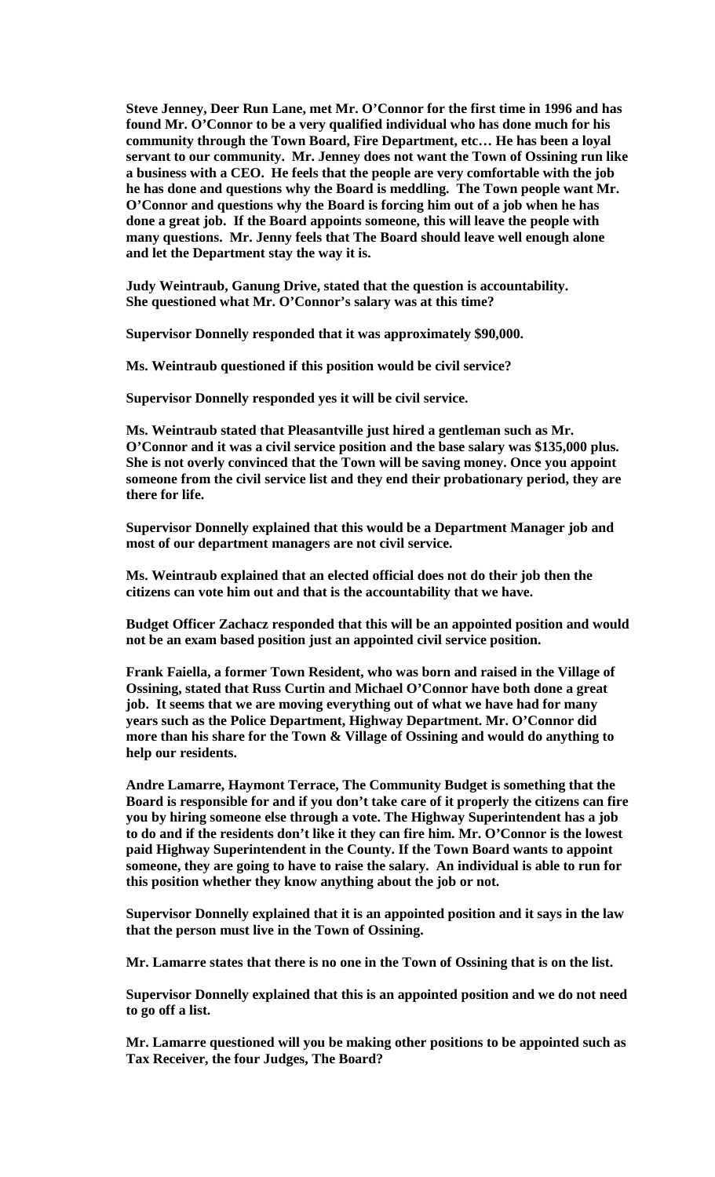**Steve Jenney, Deer Run Lane, met Mr. O'Connor for the first time in 1996 and has found Mr. O'Connor to be a very qualified individual who has done much for his community through the Town Board, Fire Department, etc… He has been a loyal servant to our community. Mr. Jenney does not want the Town of Ossining run like a business with a CEO. He feels that the people are very comfortable with the job he has done and questions why the Board is meddling. The Town people want Mr. O'Connor and questions why the Board is forcing him out of a job when he has done a great job. If the Board appoints someone, this will leave the people with many questions. Mr. Jenny feels that The Board should leave well enough alone and let the Department stay the way it is.**

**Judy Weintraub, Ganung Drive, stated that the question is accountability. She questioned what Mr. O'Connor's salary was at this time?**

**Supervisor Donnelly responded that it was approximately $90,000.**

**Ms. Weintraub questioned if this position would be civil service?**

**Supervisor Donnelly responded yes it will be civil service.**

**Ms. Weintraub stated that Pleasantville just hired a gentleman such as Mr. O'Connor and it was a civil service position and the base salary was $135,000 plus. She is not overly convinced that the Town will be saving money. Once you appoint someone from the civil service list and they end their probationary period, they are there for life.**

**Supervisor Donnelly explained that this would be a Department Manager job and most of our department managers are not civil service.**

**Ms. Weintraub explained that an elected official does not do their job then the citizens can vote him out and that is the accountability that we have.**

**Budget Officer Zachacz responded that this will be an appointed position and would not be an exam based position just an appointed civil service position.**

**Frank Faiella, a former Town Resident, who was born and raised in the Village of Ossining, stated that Russ Curtin and Michael O'Connor have both done a great job. It seems that we are moving everything out of what we have had for many years such as the Police Department, Highway Department. Mr. O'Connor did more than his share for the Town & Village of Ossining and would do anything to help our residents.**

**Andre Lamarre, Haymont Terrace, The Community Budget is something that the Board is responsible for and if you don't take care of it properly the citizens can fire you by hiring someone else through a vote. The Highway Superintendent has a job to do and if the residents don't like it they can fire him. Mr. O'Connor is the lowest paid Highway Superintendent in the County. If the Town Board wants to appoint someone, they are going to have to raise the salary. An individual is able to run for this position whether they know anything about the job or not.**

**Supervisor Donnelly explained that it is an appointed position and it says in the law that the person must live in the Town of Ossining.**

**Mr. Lamarre states that there is no one in the Town of Ossining that is on the list.**

**Supervisor Donnelly explained that this is an appointed position and we do not need to go off a list.**

**Mr. Lamarre questioned will you be making other positions to be appointed such as Tax Receiver, the four Judges, The Board?**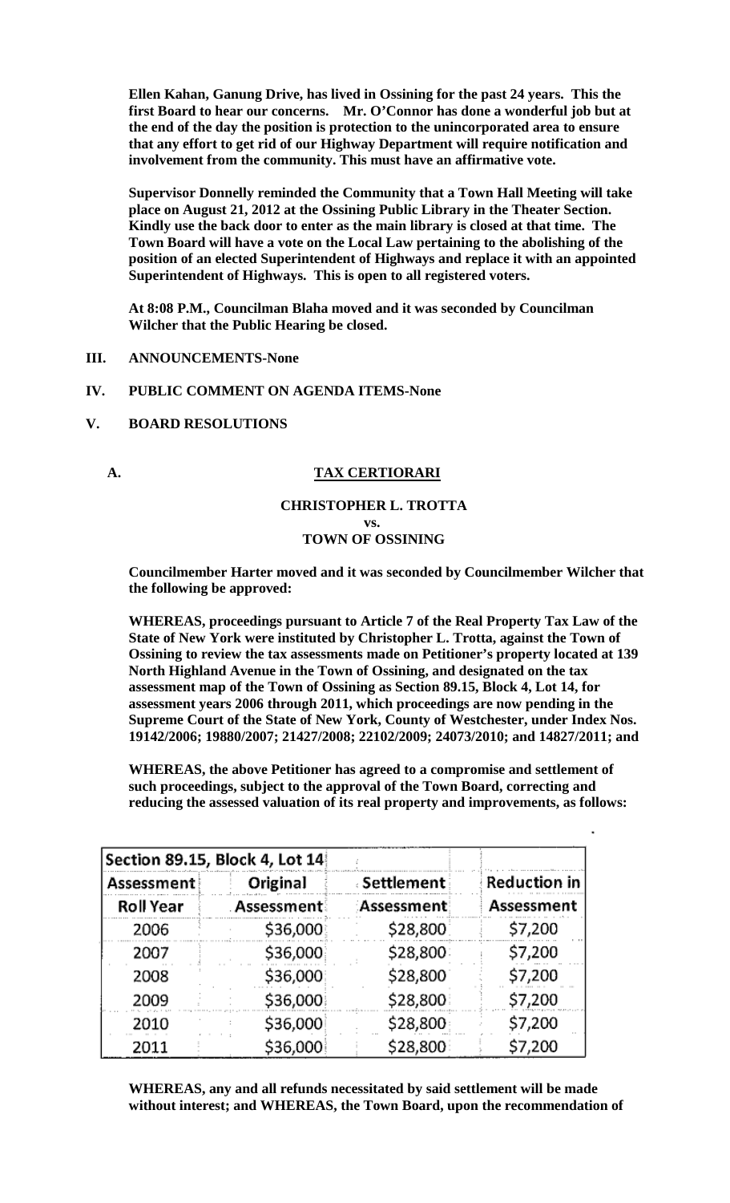**Ellen Kahan, Ganung Drive, has lived in Ossining for the past 24 years. This the first Board to hear our concerns. Mr. O'Connor has done a wonderful job but at the end of the day the position is protection to the unincorporated area to ensure that any effort to get rid of our Highway Department will require notification and involvement from the community. This must have an affirmative vote.**

**Supervisor Donnelly reminded the Community that a Town Hall Meeting will take place on August 21, 2012 at the Ossining Public Library in the Theater Section. Kindly use the back door to enter as the main library is closed at that time. The Town Board will have a vote on the Local Law pertaining to the abolishing of the position of an elected Superintendent of Highways and replace it with an appointed Superintendent of Highways. This is open to all registered voters.**

**At 8:08 P.M., Councilman Blaha moved and it was seconded by Councilman Wilcher that the Public Hearing be closed.**

- **III. ANNOUNCEMENTS-None**
- **IV. PUBLIC COMMENT ON AGENDA ITEMS-None**
- **V. BOARD RESOLUTIONS**

**A. TAX CERTIORARI**

**CHRISTOPHER L. TROTTA**
**vs.**
**TOWN OF OSSINING**

**Councilmember Harter moved and it was seconded by Councilmember Wilcher that the following be approved:**

**WHEREAS, proceedings pursuant to Article 7 of the Real Property Tax Law of the State of New York were instituted by Christopher L. Trotta, against the Town of Ossining to review the tax assessments made on Petitioner's property located at 139 North Highland Avenue in the Town of Ossining, and designated on the tax assessment map of the Town of Ossining as Section 89.15, Block 4, Lot 14, for assessment years 2006 through 2011, which proceedings are now pending in the Supreme Court of the State of New York, County of Westchester, under Index Nos. 19142/2006; 19880/2007; 21427/2008; 22102/2009; 24073/2010; and 14827/2011; and**

**WHEREAS, the above Petitioner has agreed to a compromise and settlement of such proceedings, subject to the approval of the Town Board, correcting and reducing the assessed valuation of its real property and improvements, as follows:**

| Section 89.15, Block 4, Lot 14 | | | |
|---|---|---|---|
| Assessment Roll Year | Original Assessment | Settlement Assessment | Reduction in Assessment |
| 2006 | $36,000 | $28,800 | $7,200 |
| 2007 | $36,000 | $28,800 | $7,200 |
| 2008 | $36,000 | $28,800 | $7,200 |
| 2009 | $36,000 | $28,800 | $7,200 |
| 2010 | $36,000 | $28,800 | $7,200 |
| 2011 | $36,000 | $28,800 | $7,200 |

**WHEREAS, any and all refunds necessitated by said settlement will be made without interest; and WHEREAS, the Town Board, upon the recommendation of**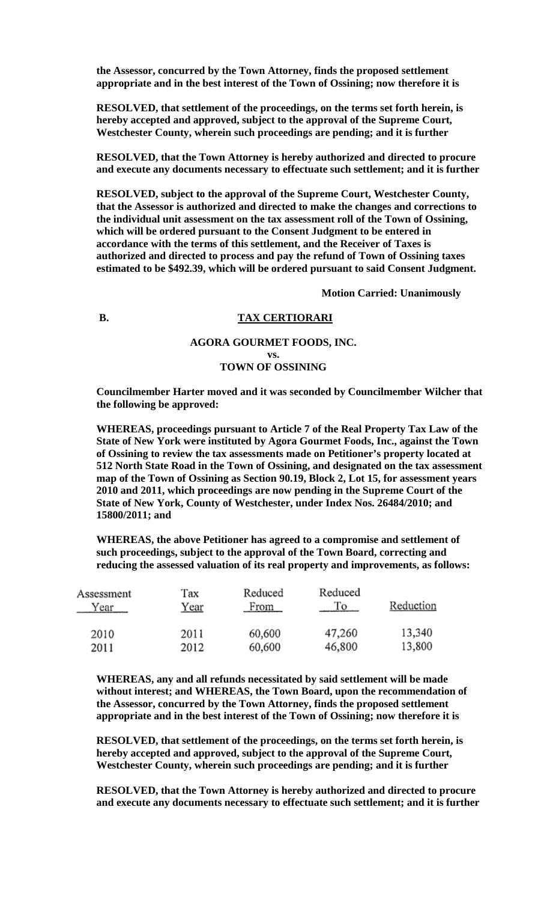**the Assessor, concurred by the Town Attorney, finds the proposed settlement appropriate and in the best interest of the Town of Ossining; now therefore it is**

**RESOLVED, that settlement of the proceedings, on the terms set forth herein, is hereby accepted and approved, subject to the approval of the Supreme Court, Westchester County, wherein such proceedings are pending; and it is further**

**RESOLVED, that the Town Attorney is hereby authorized and directed to procure and execute any documents necessary to effectuate such settlement; and it is further**

**RESOLVED, subject to the approval of the Supreme Court, Westchester County, that the Assessor is authorized and directed to make the changes and corrections to the individual unit assessment on the tax assessment roll of the Town of Ossining, which will be ordered pursuant to the Consent Judgment to be entered in accordance with the terms of this settlement, and the Receiver of Taxes is authorized and directed to process and pay the refund of Town of Ossining taxes estimated to be $492.39, which will be ordered pursuant to said Consent Judgment.**

**Motion Carried: Unanimously**

**B. TAX CERTIORARI**

**AGORA GOURMET FOODS, INC.**
**vs.**
**TOWN OF OSSINING**

**Councilmember Harter moved and it was seconded by Councilmember Wilcher that the following be approved:**

**WHEREAS, proceedings pursuant to Article 7 of the Real Property Tax Law of the State of New York were instituted by Agora Gourmet Foods, Inc., against the Town of Ossining to review the tax assessments made on Petitioner's property located at 512 North State Road in the Town of Ossining, and designated on the tax assessment map of the Town of Ossining as Section 90.19, Block 2, Lot 15, for assessment years 2010 and 2011, which proceedings are now pending in the Supreme Court of the State of New York, County of Westchester, under Index Nos. 26484/2010; and 15800/2011; and**

**WHEREAS, the above Petitioner has agreed to a compromise and settlement of such proceedings, subject to the approval of the Town Board, correcting and reducing the assessed valuation of its real property and improvements, as follows:**

| Assessment Year | Tax Year | Reduced From | Reduced To | Reduction |
|---|---|---|---|---|
| 2010 | 2011 | 60,600 | 47,260 | 13,340 |
| 2011 | 2012 | 60,600 | 46,800 | 13,800 |

**WHEREAS, any and all refunds necessitated by said settlement will be made without interest; and WHEREAS, the Town Board, upon the recommendation of the Assessor, concurred by the Town Attorney, finds the proposed settlement appropriate and in the best interest of the Town of Ossining; now therefore it is**

**RESOLVED, that settlement of the proceedings, on the terms set forth herein, is hereby accepted and approved, subject to the approval of the Supreme Court, Westchester County, wherein such proceedings are pending; and it is further**

**RESOLVED, that the Town Attorney is hereby authorized and directed to procure and execute any documents necessary to effectuate such settlement; and it is further**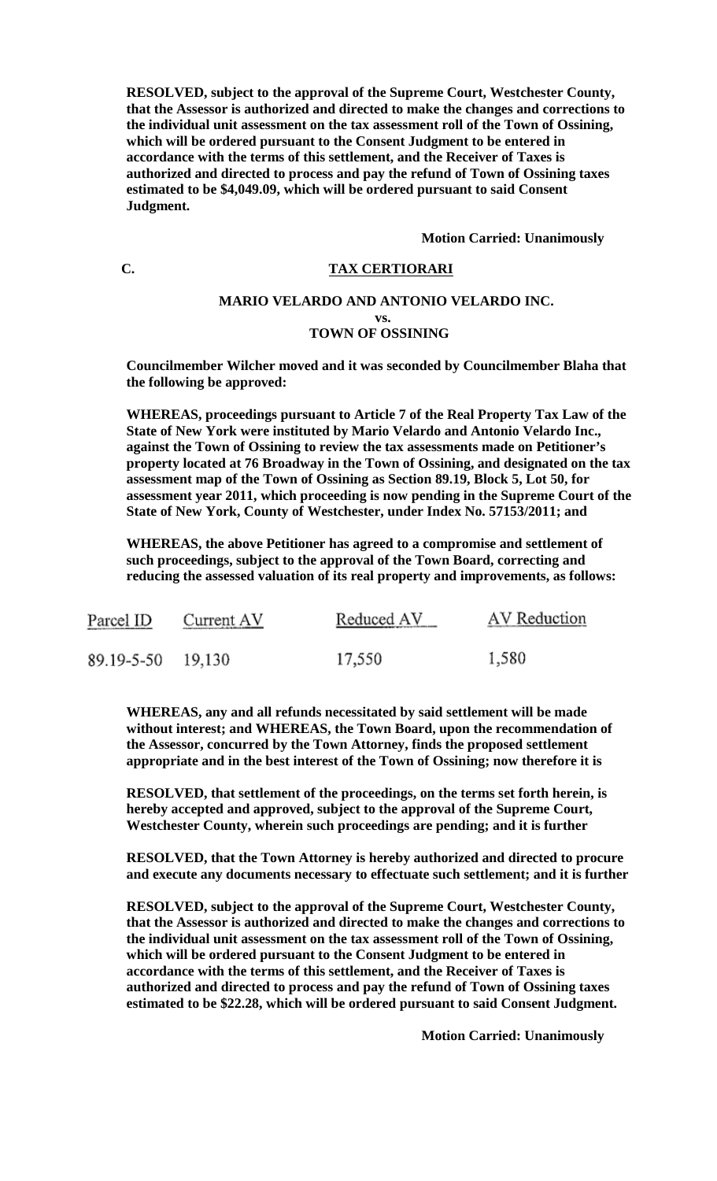**RESOLVED, subject to the approval of the Supreme Court, Westchester County, that the Assessor is authorized and directed to make the changes and corrections to the individual unit assessment on the tax assessment roll of the Town of Ossining, which will be ordered pursuant to the Consent Judgment to be entered in accordance with the terms of this settlement, and the Receiver of Taxes is authorized and directed to process and pay the refund of Town of Ossining taxes estimated to be $4,049.09, which will be ordered pursuant to said Consent Judgment.**

**Motion Carried: Unanimously**

**C. TAX CERTIORARI**

**MARIO VELARDO AND ANTONIO VELARDO INC.**
**vs.**
**TOWN OF OSSINING**

**Councilmember Wilcher moved and it was seconded by Councilmember Blaha that the following be approved:**

**WHEREAS, proceedings pursuant to Article 7 of the Real Property Tax Law of the State of New York were instituted by Mario Velardo and Antonio Velardo Inc., against the Town of Ossining to review the tax assessments made on Petitioner's property located at 76 Broadway in the Town of Ossining, and designated on the tax assessment map of the Town of Ossining as Section 89.19, Block 5, Lot 50, for assessment year 2011, which proceeding is now pending in the Supreme Court of the State of New York, County of Westchester, under Index No. 57153/2011; and**

**WHEREAS, the above Petitioner has agreed to a compromise and settlement of such proceedings, subject to the approval of the Town Board, correcting and reducing the assessed valuation of its real property and improvements, as follows:**

| Parcel ID | Current AV | Reduced AV | AV Reduction |
|---|---|---|---|
| 89.19-5-50 | 19,130 | 17,550 | 1,580 |

**WHEREAS, any and all refunds necessitated by said settlement will be made without interest; and WHEREAS, the Town Board, upon the recommendation of the Assessor, concurred by the Town Attorney, finds the proposed settlement appropriate and in the best interest of the Town of Ossining; now therefore it is**

**RESOLVED, that settlement of the proceedings, on the terms set forth herein, is hereby accepted and approved, subject to the approval of the Supreme Court, Westchester County, wherein such proceedings are pending; and it is further**

**RESOLVED, that the Town Attorney is hereby authorized and directed to procure and execute any documents necessary to effectuate such settlement; and it is further**

**RESOLVED, subject to the approval of the Supreme Court, Westchester County, that the Assessor is authorized and directed to make the changes and corrections to the individual unit assessment on the tax assessment roll of the Town of Ossining, which will be ordered pursuant to the Consent Judgment to be entered in accordance with the terms of this settlement, and the Receiver of Taxes is authorized and directed to process and pay the refund of Town of Ossining taxes estimated to be $22.28, which will be ordered pursuant to said Consent Judgment.**

**Motion Carried: Unanimously**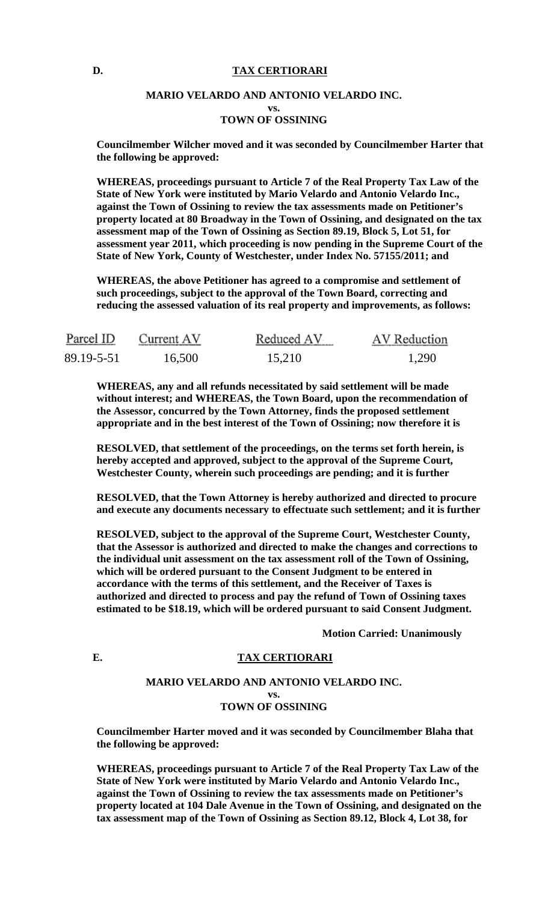**D.** **TAX CERTIORARI**

**MARIO VELARDO AND ANTONIO VELARDO INC.**
**vs.**
**TOWN OF OSSINING**

**Councilmember Wilcher moved and it was seconded by Councilmember Harter that the following be approved:**

**WHEREAS, proceedings pursuant to Article 7 of the Real Property Tax Law of the State of New York were instituted by Mario Velardo and Antonio Velardo Inc., against the Town of Ossining to review the tax assessments made on Petitioner's property located at 80 Broadway in the Town of Ossining, and designated on the tax assessment map of the Town of Ossining as Section 89.19, Block 5, Lot 51, for assessment year 2011, which proceeding is now pending in the Supreme Court of the State of New York, County of Westchester, under Index No. 57155/2011; and**

**WHEREAS, the above Petitioner has agreed to a compromise and settlement of such proceedings, subject to the approval of the Town Board, correcting and reducing the assessed valuation of its real property and improvements, as follows:**

| Parcel ID | Current AV | Reduced AV | AV Reduction |
|---|---|---|---|
| 89.19-5-51 | 16,500 | 15,210 | 1,290 |

**WHEREAS, any and all refunds necessitated by said settlement will be made without interest; and WHEREAS, the Town Board, upon the recommendation of the Assessor, concurred by the Town Attorney, finds the proposed settlement appropriate and in the best interest of the Town of Ossining; now therefore it is**

**RESOLVED, that settlement of the proceedings, on the terms set forth herein, is hereby accepted and approved, subject to the approval of the Supreme Court, Westchester County, wherein such proceedings are pending; and it is further**

**RESOLVED, that the Town Attorney is hereby authorized and directed to procure and execute any documents necessary to effectuate such settlement; and it is further**

**RESOLVED, subject to the approval of the Supreme Court, Westchester County, that the Assessor is authorized and directed to make the changes and corrections to the individual unit assessment on the tax assessment roll of the Town of Ossining, which will be ordered pursuant to the Consent Judgment to be entered in accordance with the terms of this settlement, and the Receiver of Taxes is authorized and directed to process and pay the refund of Town of Ossining taxes estimated to be $18.19, which will be ordered pursuant to said Consent Judgment.**

**Motion Carried: Unanimously**

**E.** **TAX CERTIORARI**

**MARIO VELARDO AND ANTONIO VELARDO INC.**
**vs.**
**TOWN OF OSSINING**

**Councilmember Harter moved and it was seconded by Councilmember Blaha that the following be approved:**

**WHEREAS, proceedings pursuant to Article 7 of the Real Property Tax Law of the State of New York were instituted by Mario Velardo and Antonio Velardo Inc., against the Town of Ossining to review the tax assessments made on Petitioner's property located at 104 Dale Avenue in the Town of Ossining, and designated on the tax assessment map of the Town of Ossining as Section 89.12, Block 4, Lot 38, for**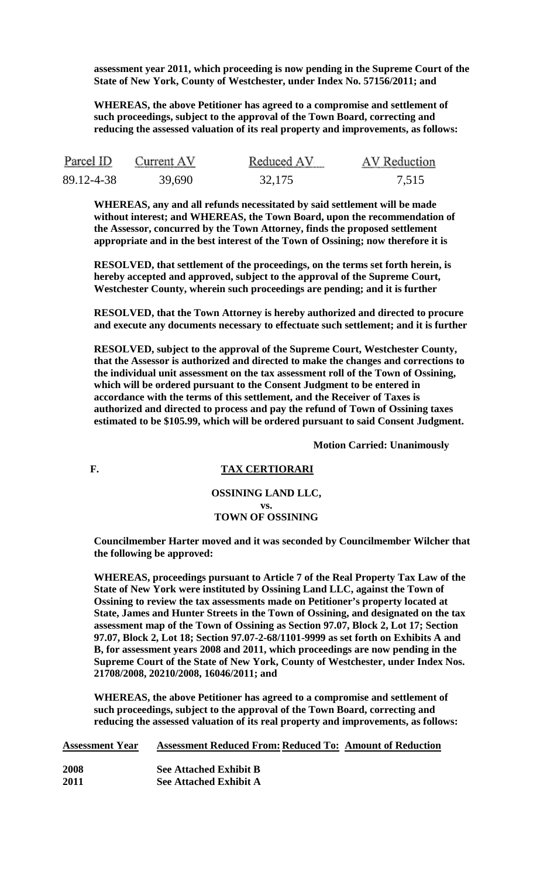**assessment year 2011, which proceeding is now pending in the Supreme Court of the State of New York, County of Westchester, under Index No. 57156/2011; and**

**WHEREAS, the above Petitioner has agreed to a compromise and settlement of such proceedings, subject to the approval of the Town Board, correcting and reducing the assessed valuation of its real property and improvements, as follows:**

| Parcel ID | Current AV | Reduced AV | AV Reduction |
|---|---|---|---|
| 89.12-4-38 | 39,690 | 32,175 | 7,515 |

**WHEREAS, any and all refunds necessitated by said settlement will be made without interest; and WHEREAS, the Town Board, upon the recommendation of the Assessor, concurred by the Town Attorney, finds the proposed settlement appropriate and in the best interest of the Town of Ossining; now therefore it is**

**RESOLVED, that settlement of the proceedings, on the terms set forth herein, is hereby accepted and approved, subject to the approval of the Supreme Court, Westchester County, wherein such proceedings are pending; and it is further**

**RESOLVED, that the Town Attorney is hereby authorized and directed to procure and execute any documents necessary to effectuate such settlement; and it is further**

**RESOLVED, subject to the approval of the Supreme Court, Westchester County, that the Assessor is authorized and directed to make the changes and corrections to the individual unit assessment on the tax assessment roll of the Town of Ossining, which will be ordered pursuant to the Consent Judgment to be entered in accordance with the terms of this settlement, and the Receiver of Taxes is authorized and directed to process and pay the refund of Town of Ossining taxes estimated to be $105.99, which will be ordered pursuant to said Consent Judgment.**

**Motion Carried: Unanimously**

**F. TAX CERTIORARI**

**OSSINING LAND LLC,**
**vs.**
**TOWN OF OSSINING**

**Councilmember Harter moved and it was seconded by Councilmember Wilcher that the following be approved:**

**WHEREAS, proceedings pursuant to Article 7 of the Real Property Tax Law of the State of New York were instituted by Ossining Land LLC, against the Town of Ossining to review the tax assessments made on Petitioner's property located at State, James and Hunter Streets in the Town of Ossining, and designated on the tax assessment map of the Town of Ossining as Section 97.07, Block 2, Lot 17; Section 97.07, Block 2, Lot 18; Section 97.07-2-68/1101-9999 as set forth on Exhibits A and B, for assessment years 2008 and 2011, which proceedings are now pending in the Supreme Court of the State of New York, County of Westchester, under Index Nos. 21708/2008, 20210/2008, 16046/2011; and**

**WHEREAS, the above Petitioner has agreed to a compromise and settlement of such proceedings, subject to the approval of the Town Board, correcting and reducing the assessed valuation of its real property and improvements, as follows:**

| Assessment Year | Assessment Reduced From: | Reduced To: | Amount of Reduction |
|---|---|---|---|
| 2008 | See Attached Exhibit B | | |
| 2011 | See Attached Exhibit A | | |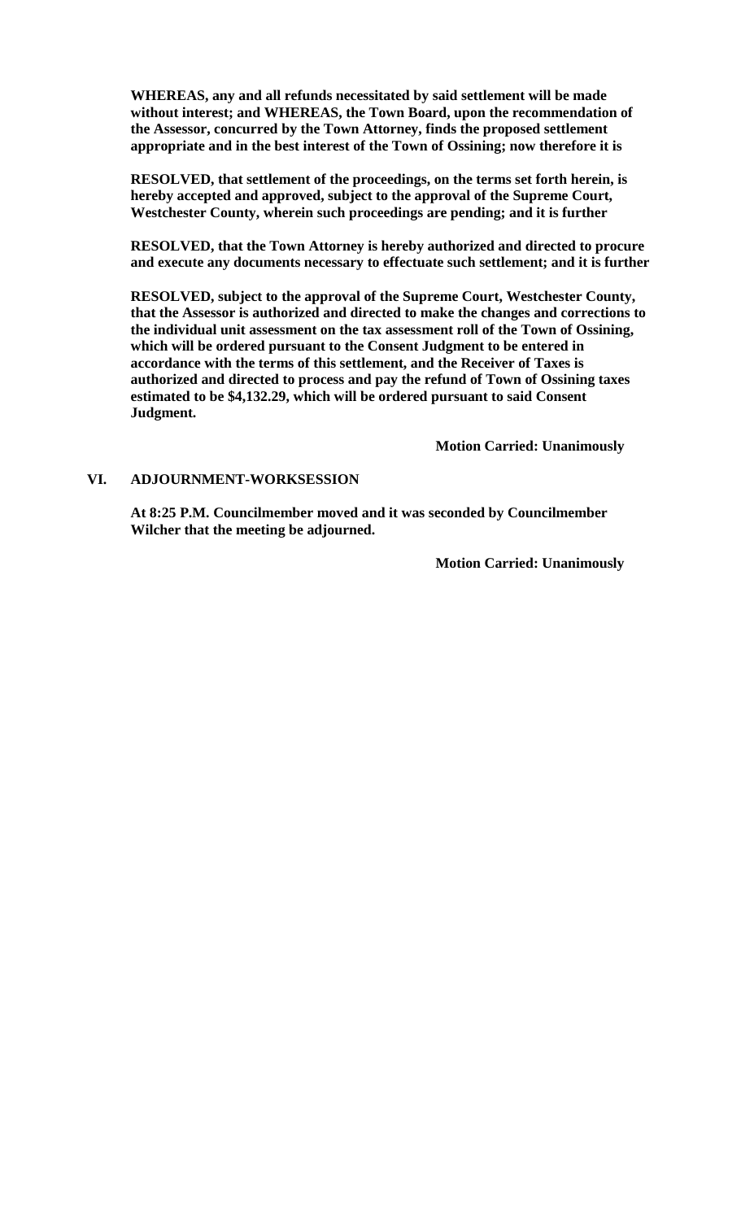**WHEREAS, any and all refunds necessitated by said settlement will be made without interest; and WHEREAS, the Town Board, upon the recommendation of the Assessor, concurred by the Town Attorney, finds the proposed settlement appropriate and in the best interest of the Town of Ossining; now therefore it is**

**RESOLVED, that settlement of the proceedings, on the terms set forth herein, is hereby accepted and approved, subject to the approval of the Supreme Court, Westchester County, wherein such proceedings are pending; and it is further**

**RESOLVED, that the Town Attorney is hereby authorized and directed to procure and execute any documents necessary to effectuate such settlement; and it is further**

**RESOLVED, subject to the approval of the Supreme Court, Westchester County, that the Assessor is authorized and directed to make the changes and corrections to the individual unit assessment on the tax assessment roll of the Town of Ossining, which will be ordered pursuant to the Consent Judgment to be entered in accordance with the terms of this settlement, and the Receiver of Taxes is authorized and directed to process and pay the refund of Town of Ossining taxes estimated to be $4,132.29, which will be ordered pursuant to said Consent Judgment.**

**Motion Carried: Unanimously**

## VI. ADJOURNMENT-WORKSESSION

**At 8:25 P.M. Councilmember moved and it was seconded by Councilmember Wilcher that the meeting be adjourned.**

**Motion Carried: Unanimously**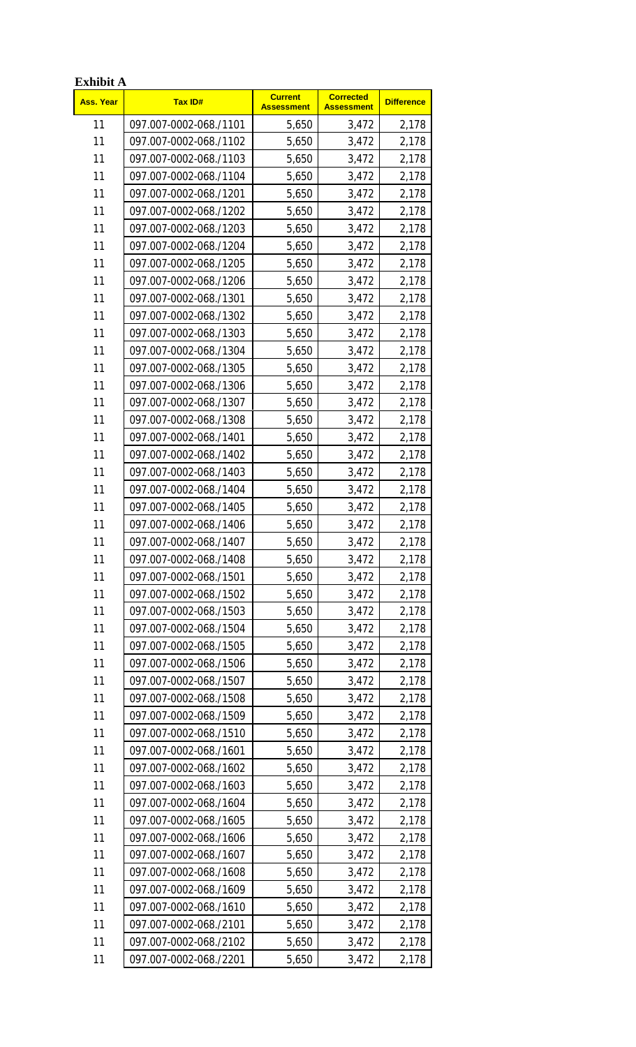**Exhibit A**

| Ass. Year | Tax ID# | Current Assessment | Corrected Assessment | Difference |
|---|---|---|---|---|
| 11 | 097.007-0002-068./1101 | 5,650 | 3,472 | 2,178 |
| 11 | 097.007-0002-068./1102 | 5,650 | 3,472 | 2,178 |
| 11 | 097.007-0002-068./1103 | 5,650 | 3,472 | 2,178 |
| 11 | 097.007-0002-068./1104 | 5,650 | 3,472 | 2,178 |
| 11 | 097.007-0002-068./1201 | 5,650 | 3,472 | 2,178 |
| 11 | 097.007-0002-068./1202 | 5,650 | 3,472 | 2,178 |
| 11 | 097.007-0002-068./1203 | 5,650 | 3,472 | 2,178 |
| 11 | 097.007-0002-068./1204 | 5,650 | 3,472 | 2,178 |
| 11 | 097.007-0002-068./1205 | 5,650 | 3,472 | 2,178 |
| 11 | 097.007-0002-068./1206 | 5,650 | 3,472 | 2,178 |
| 11 | 097.007-0002-068./1301 | 5,650 | 3,472 | 2,178 |
| 11 | 097.007-0002-068./1302 | 5,650 | 3,472 | 2,178 |
| 11 | 097.007-0002-068./1303 | 5,650 | 3,472 | 2,178 |
| 11 | 097.007-0002-068./1304 | 5,650 | 3,472 | 2,178 |
| 11 | 097.007-0002-068./1305 | 5,650 | 3,472 | 2,178 |
| 11 | 097.007-0002-068./1306 | 5,650 | 3,472 | 2,178 |
| 11 | 097.007-0002-068./1307 | 5,650 | 3,472 | 2,178 |
| 11 | 097.007-0002-068./1308 | 5,650 | 3,472 | 2,178 |
| 11 | 097.007-0002-068./1401 | 5,650 | 3,472 | 2,178 |
| 11 | 097.007-0002-068./1402 | 5,650 | 3,472 | 2,178 |
| 11 | 097.007-0002-068./1403 | 5,650 | 3,472 | 2,178 |
| 11 | 097.007-0002-068./1404 | 5,650 | 3,472 | 2,178 |
| 11 | 097.007-0002-068./1405 | 5,650 | 3,472 | 2,178 |
| 11 | 097.007-0002-068./1406 | 5,650 | 3,472 | 2,178 |
| 11 | 097.007-0002-068./1407 | 5,650 | 3,472 | 2,178 |
| 11 | 097.007-0002-068./1408 | 5,650 | 3,472 | 2,178 |
| 11 | 097.007-0002-068./1501 | 5,650 | 3,472 | 2,178 |
| 11 | 097.007-0002-068./1502 | 5,650 | 3,472 | 2,178 |
| 11 | 097.007-0002-068./1503 | 5,650 | 3,472 | 2,178 |
| 11 | 097.007-0002-068./1504 | 5,650 | 3,472 | 2,178 |
| 11 | 097.007-0002-068./1505 | 5,650 | 3,472 | 2,178 |
| 11 | 097.007-0002-068./1506 | 5,650 | 3,472 | 2,178 |
| 11 | 097.007-0002-068./1507 | 5,650 | 3,472 | 2,178 |
| 11 | 097.007-0002-068./1508 | 5,650 | 3,472 | 2,178 |
| 11 | 097.007-0002-068./1509 | 5,650 | 3,472 | 2,178 |
| 11 | 097.007-0002-068./1510 | 5,650 | 3,472 | 2,178 |
| 11 | 097.007-0002-068./1601 | 5,650 | 3,472 | 2,178 |
| 11 | 097.007-0002-068./1602 | 5,650 | 3,472 | 2,178 |
| 11 | 097.007-0002-068./1603 | 5,650 | 3,472 | 2,178 |
| 11 | 097.007-0002-068./1604 | 5,650 | 3,472 | 2,178 |
| 11 | 097.007-0002-068./1605 | 5,650 | 3,472 | 2,178 |
| 11 | 097.007-0002-068./1606 | 5,650 | 3,472 | 2,178 |
| 11 | 097.007-0002-068./1607 | 5,650 | 3,472 | 2,178 |
| 11 | 097.007-0002-068./1608 | 5,650 | 3,472 | 2,178 |
| 11 | 097.007-0002-068./1609 | 5,650 | 3,472 | 2,178 |
| 11 | 097.007-0002-068./1610 | 5,650 | 3,472 | 2,178 |
| 11 | 097.007-0002-068./2101 | 5,650 | 3,472 | 2,178 |
| 11 | 097.007-0002-068./2102 | 5,650 | 3,472 | 2,178 |
| 11 | 097.007-0002-068./2201 | 5,650 | 3,472 | 2,178 |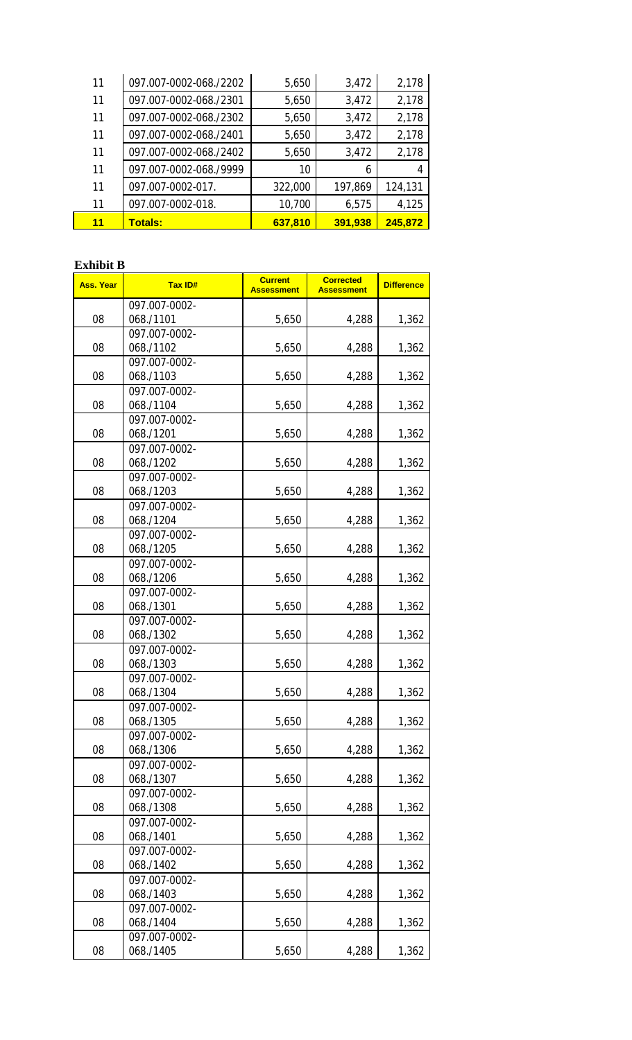| | | | | |
|---|---|---|---|---|
| 11 | 097.007-0002-068./2202 | 5,650 | 3,472 | 2,178 |
| 11 | 097.007-0002-068./2301 | 5,650 | 3,472 | 2,178 |
| 11 | 097.007-0002-068./2302 | 5,650 | 3,472 | 2,178 |
| 11 | 097.007-0002-068./2401 | 5,650 | 3,472 | 2,178 |
| 11 | 097.007-0002-068./2402 | 5,650 | 3,472 | 2,178 |
| 11 | 097.007-0002-068./9999 | 10 | 6 | 4 |
| 11 | 097.007-0002-017. | 322,000 | 197,869 | 124,131 |
| 11 | 097.007-0002-018. | 10,700 | 6,575 | 4,125 |
| **11** | **Totals:** | **637,810** | **391,938** | **245,872** |

**Exhibit B**

| Ass. Year | Tax ID# | Current Assessment | Corrected Assessment | Difference |
|---|---|---|---|---|
| 08 | 097.007-0002-068./1101 | 5,650 | 4,288 | 1,362 |
| 08 | 097.007-0002-068./1102 | 5,650 | 4,288 | 1,362 |
| 08 | 097.007-0002-068./1103 | 5,650 | 4,288 | 1,362 |
| 08 | 097.007-0002-068./1104 | 5,650 | 4,288 | 1,362 |
| 08 | 097.007-0002-068./1201 | 5,650 | 4,288 | 1,362 |
| 08 | 097.007-0002-068./1202 | 5,650 | 4,288 | 1,362 |
| 08 | 097.007-0002-068./1203 | 5,650 | 4,288 | 1,362 |
| 08 | 097.007-0002-068./1204 | 5,650 | 4,288 | 1,362 |
| 08 | 097.007-0002-068./1205 | 5,650 | 4,288 | 1,362 |
| 08 | 097.007-0002-068./1206 | 5,650 | 4,288 | 1,362 |
| 08 | 097.007-0002-068./1301 | 5,650 | 4,288 | 1,362 |
| 08 | 097.007-0002-068./1302 | 5,650 | 4,288 | 1,362 |
| 08 | 097.007-0002-068./1303 | 5,650 | 4,288 | 1,362 |
| 08 | 097.007-0002-068./1304 | 5,650 | 4,288 | 1,362 |
| 08 | 097.007-0002-068./1305 | 5,650 | 4,288 | 1,362 |
| 08 | 097.007-0002-068./1306 | 5,650 | 4,288 | 1,362 |
| 08 | 097.007-0002-068./1307 | 5,650 | 4,288 | 1,362 |
| 08 | 097.007-0002-068./1308 | 5,650 | 4,288 | 1,362 |
| 08 | 097.007-0002-068./1401 | 5,650 | 4,288 | 1,362 |
| 08 | 097.007-0002-068./1402 | 5,650 | 4,288 | 1,362 |
| 08 | 097.007-0002-068./1403 | 5,650 | 4,288 | 1,362 |
| 08 | 097.007-0002-068./1404 | 5,650 | 4,288 | 1,362 |
| 08 | 097.007-0002-068./1405 | 5,650 | 4,288 | 1,362 |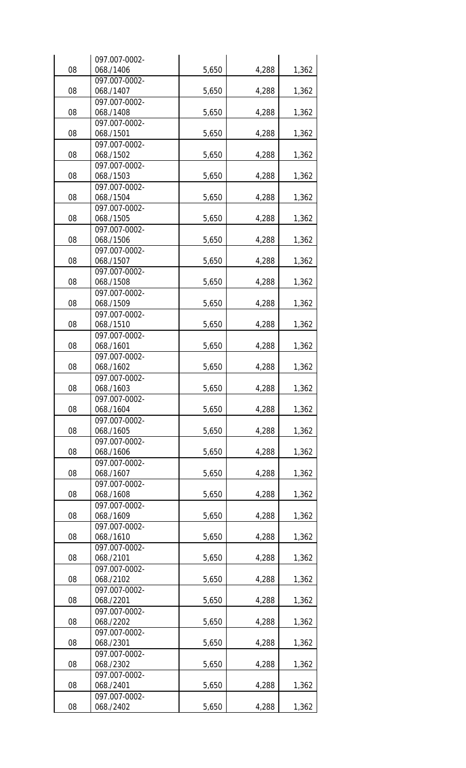| | | | | |
|---|---|---|---|---|
| 08 | 097.007-0002-068./1406 | 5,650 | 4,288 | 1,362 |
| 08 | 097.007-0002-068./1407 | 5,650 | 4,288 | 1,362 |
| 08 | 097.007-0002-068./1408 | 5,650 | 4,288 | 1,362 |
| 08 | 097.007-0002-068./1501 | 5,650 | 4,288 | 1,362 |
| 08 | 097.007-0002-068./1502 | 5,650 | 4,288 | 1,362 |
| 08 | 097.007-0002-068./1503 | 5,650 | 4,288 | 1,362 |
| 08 | 097.007-0002-068./1504 | 5,650 | 4,288 | 1,362 |
| 08 | 097.007-0002-068./1505 | 5,650 | 4,288 | 1,362 |
| 08 | 097.007-0002-068./1506 | 5,650 | 4,288 | 1,362 |
| 08 | 097.007-0002-068./1507 | 5,650 | 4,288 | 1,362 |
| 08 | 097.007-0002-068./1508 | 5,650 | 4,288 | 1,362 |
| 08 | 097.007-0002-068./1509 | 5,650 | 4,288 | 1,362 |
| 08 | 097.007-0002-068./1510 | 5,650 | 4,288 | 1,362 |
| 08 | 097.007-0002-068./1601 | 5,650 | 4,288 | 1,362 |
| 08 | 097.007-0002-068./1602 | 5,650 | 4,288 | 1,362 |
| 08 | 097.007-0002-068./1603 | 5,650 | 4,288 | 1,362 |
| 08 | 097.007-0002-068./1604 | 5,650 | 4,288 | 1,362 |
| 08 | 097.007-0002-068./1605 | 5,650 | 4,288 | 1,362 |
| 08 | 097.007-0002-068./1606 | 5,650 | 4,288 | 1,362 |
| 08 | 097.007-0002-068./1607 | 5,650 | 4,288 | 1,362 |
| 08 | 097.007-0002-068./1608 | 5,650 | 4,288 | 1,362 |
| 08 | 097.007-0002-068./1609 | 5,650 | 4,288 | 1,362 |
| 08 | 097.007-0002-068./1610 | 5,650 | 4,288 | 1,362 |
| 08 | 097.007-0002-068./2101 | 5,650 | 4,288 | 1,362 |
| 08 | 097.007-0002-068./2102 | 5,650 | 4,288 | 1,362 |
| 08 | 097.007-0002-068./2201 | 5,650 | 4,288 | 1,362 |
| 08 | 097.007-0002-068./2202 | 5,650 | 4,288 | 1,362 |
| 08 | 097.007-0002-068./2301 | 5,650 | 4,288 | 1,362 |
| 08 | 097.007-0002-068./2302 | 5,650 | 4,288 | 1,362 |
| 08 | 097.007-0002-068./2401 | 5,650 | 4,288 | 1,362 |
| 08 | 097.007-0002-068./2402 | 5,650 | 4,288 | 1,362 |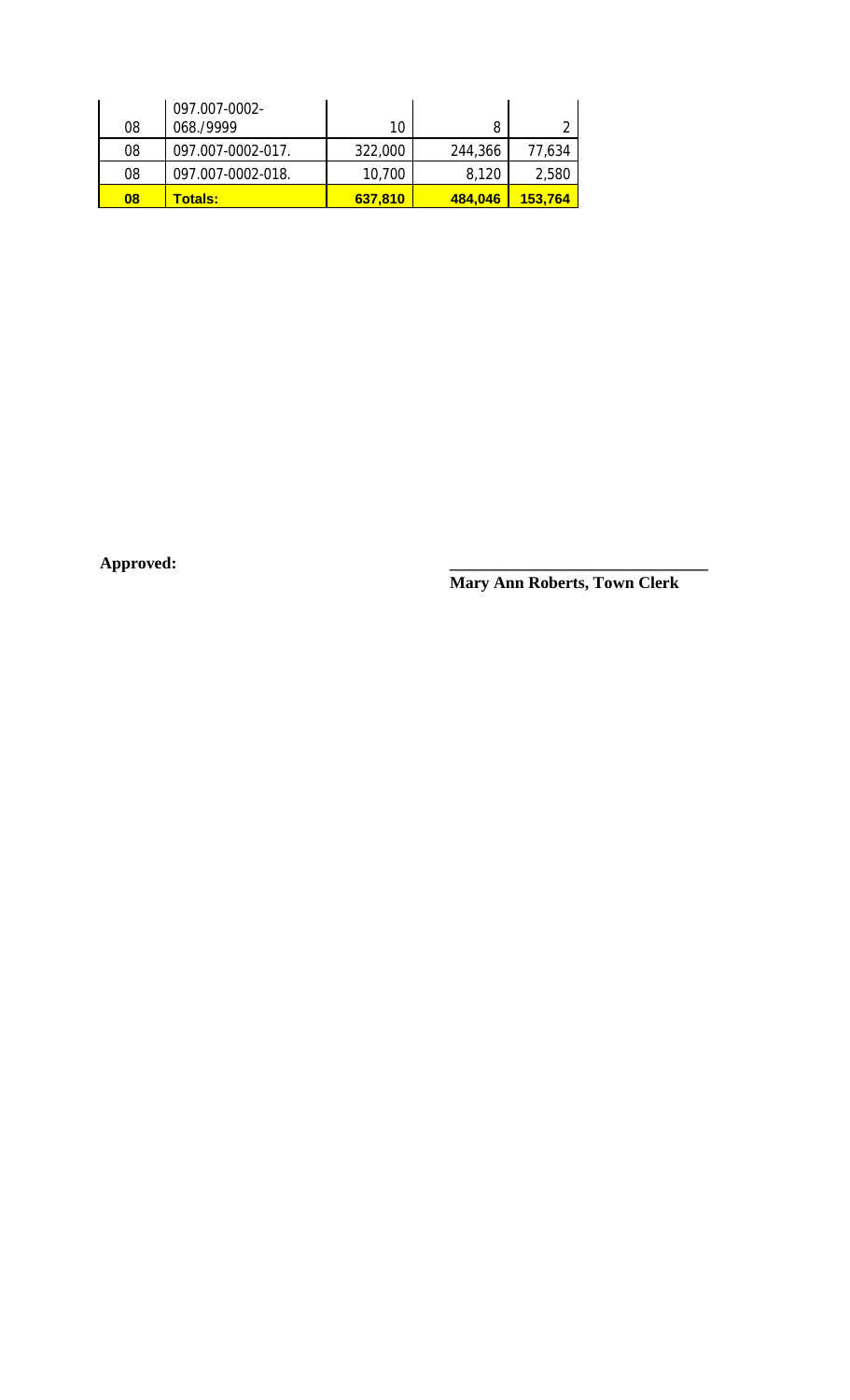| | | | | |
|---|---|---|---|---|
| 08 | 097.007-0002-068./9999 | 10 | 8 | 2 |
| 08 | 097.007-0002-017. | 322,000 | 244,366 | 77,634 |
| 08 | 097.007-0002-018. | 10,700 | 8,120 | 2,580 |
| **08** | **Totals:** | **637,810** | **484,046** | **153,764** |

**Approved:**

______________________________

**Mary Ann Roberts, Town Clerk**